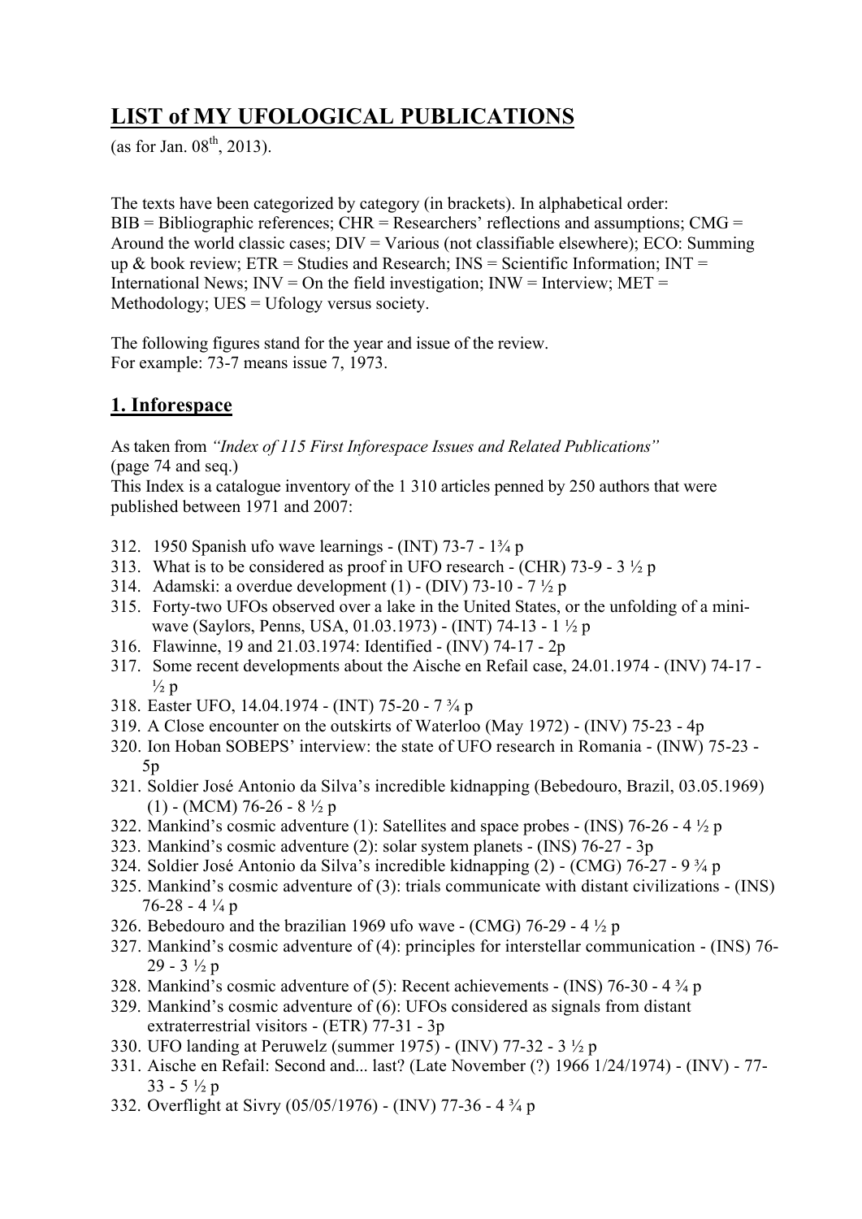# LIST of MY UFOLOGICAL PUBLICATIONS

(as for Jan. 08th, 2013).

The texts have been categorized by category (in brackets). In alphabetical order: BIB = Bibliographic references; CHR = Researchers' reflections and assumptions; CMG = Around the world classic cases; DIV = Various (not classifiable elsewhere); ECO: Summing up & book review; ETR = Studies and Research; INS = Scientific Information; INT = International News; INV = On the field investigation; INW = Interview; MET = Methodology; UES = Ufology versus society.

The following figures stand for the year and issue of the review.
For example: 73-7 means issue 7, 1973.

## 1. Inforespace

As taken from *"Index of 115 First Inforespace Issues and Related Publications"* (page 74 and seq.)
This Index is a catalogue inventory of the 1 310 articles penned by 250 authors that were published between 1971 and 2007:

312. 1950 Spanish ufo wave learnings - (INT) 73-7 - 1¾ p
313. What is to be considered as proof in UFO research - (CHR) 73-9 - 3 ½ p
314. Adamski: a overdue development (1) - (DIV) 73-10 - 7 ½ p
315. Forty-two UFOs observed over a lake in the United States, or the unfolding of a mini-wave (Saylors, Penns, USA, 01.03.1973) - (INT) 74-13 - 1 ½ p
316. Flawinne, 19 and 21.03.1974: Identified - (INV) 74-17 - 2p
317. Some recent developments about the Aische en Refail case, 24.01.1974 - (INV) 74-17 - ½ p
318. Easter UFO, 14.04.1974 - (INT) 75-20 - 7 ¾ p
319. A Close encounter on the outskirts of Waterloo (May 1972) - (INV) 75-23 - 4p
320. Ion Hoban SOBEPS' interview: the state of UFO research in Romania - (INW) 75-23 - 5p
321. Soldier José Antonio da Silva's incredible kidnapping (Bebedouro, Brazil, 03.05.1969) (1) - (MCM) 76-26 - 8 ½ p
322. Mankind's cosmic adventure (1): Satellites and space probes - (INS) 76-26 - 4 ½ p
323. Mankind's cosmic adventure (2): solar system planets - (INS) 76-27 - 3p
324. Soldier José Antonio da Silva's incredible kidnapping (2) - (CMG) 76-27 - 9 ¾ p
325. Mankind's cosmic adventure of (3): trials communicate with distant civilizations - (INS) 76-28 - 4 ¼ p
326. Bebedouro and the brazilian 1969 ufo wave - (CMG) 76-29 - 4 ½ p
327. Mankind's cosmic adventure of (4): principles for interstellar communication - (INS) 76-29 - 3 ½ p
328. Mankind's cosmic adventure of (5): Recent achievements - (INS) 76-30 - 4 ¾ p
329. Mankind's cosmic adventure of (6): UFOs considered as signals from distant extraterrestrial visitors - (ETR) 77-31 - 3p
330. UFO landing at Peruwelz (summer 1975) - (INV) 77-32 - 3 ½ p
331. Aische en Refail: Second and... last? (Late November (?) 1966 1/24/1974) - (INV) - 77-33 - 5 ½ p
332. Overflight at Sivry (05/05/1976) - (INV) 77-36 - 4 ¾ p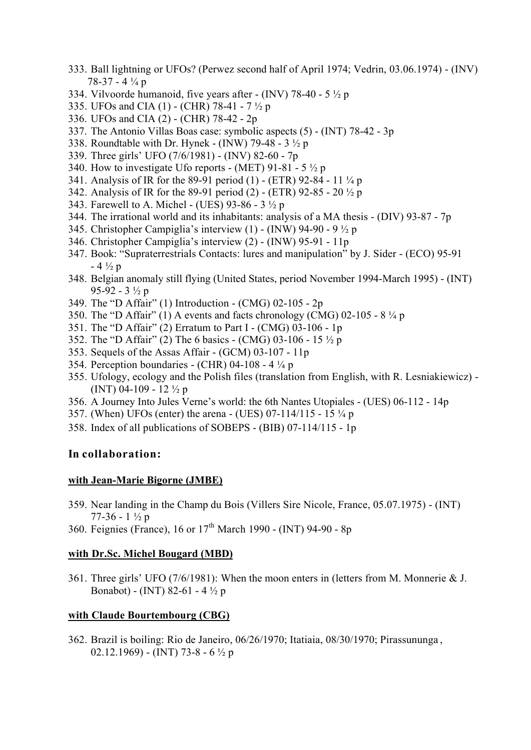333. Ball lightning or UFOs? (Perwez second half of April 1974; Vedrin, 03.06.1974) - (INV) 78-37 - 4 ¼ p
334. Vilvoorde humanoid, five years after - (INV) 78-40 - 5 ½ p
335. UFOs and CIA (1) - (CHR) 78-41 - 7 ½ p
336. UFOs and CIA (2) - (CHR) 78-42 - 2p
337. The Antonio Villas Boas case: symbolic aspects (5) - (INT) 78-42 - 3p
338. Roundtable with Dr. Hynek - (INW) 79-48 - 3 ½ p
339. Three girls' UFO (7/6/1981) - (INV) 82-60 - 7p
340. How to investigate Ufo reports - (MET) 91-81 - 5 ½ p
341. Analysis of IR for the 89-91 period (1) - (ETR) 92-84 - 11 ¼ p
342. Analysis of IR for the 89-91 period (2) - (ETR) 92-85 - 20 ½ p
343. Farewell to A. Michel - (UES) 93-86 - 3 ½ p
344. The irrational world and its inhabitants: analysis of a MA thesis - (DIV) 93-87 - 7p
345. Christopher Campiglia's interview (1) - (INW) 94-90 - 9 ½ p
346. Christopher Campiglia's interview (2) - (INW) 95-91 - 11p
347. Book: "Supraterrestrials Contacts: lures and manipulation" by J. Sider - (ECO) 95-91 - 4 ½ p
348. Belgian anomaly still flying (United States, period November 1994-March 1995) - (INT) 95-92 - 3 ½ p
349. The "D Affair" (1) Introduction - (CMG) 02-105 - 2p
350. The "D Affair" (1) A events and facts chronology (CMG) 02-105 - 8 ¼ p
351. The "D Affair" (2) Erratum to Part I - (CMG) 03-106 - 1p
352. The "D Affair" (2) The 6 basics - (CMG) 03-106 - 15 ½ p
353. Sequels of the Assas Affair - (GCM) 03-107 - 11p
354. Perception boundaries - (CHR) 04-108 - 4 ¼ p
355. Ufology, ecology and the Polish files (translation from English, with R. Lesniakiewicz) - (INT) 04-109 - 12 ½ p
356. A Journey Into Jules Verne's world: the 6th Nantes Utopiales - (UES) 06-112 - 14p
357. (When) UFOs (enter) the arena - (UES) 07-114/115 - 15 ¼ p
358. Index of all publications of SOBEPS - (BIB) 07-114/115 - 1p

## In collaboration:

### with Jean-Marie Bigorne (JMBE)

359. Near landing in the Champ du Bois (Villers Sire Nicole, France, 05.07.1975) - (INT) 77-36 - 1 ½ p
360. Feignies (France), 16 or 17th March 1990 - (INT) 94-90 - 8p

### with Dr.Sc. Michel Bougard (MBD)

361. Three girls' UFO (7/6/1981): When the moon enters in (letters from M. Monnerie & J. Bonabot) - (INT) 82-61 - 4 ½ p

### with Claude Bourtembourg (CBG)

362. Brazil is boiling: Rio de Janeiro, 06/26/1970; Itatiaia, 08/30/1970; Pirassununga , 02.12.1969) - (INT) 73-8 - 6 ½ p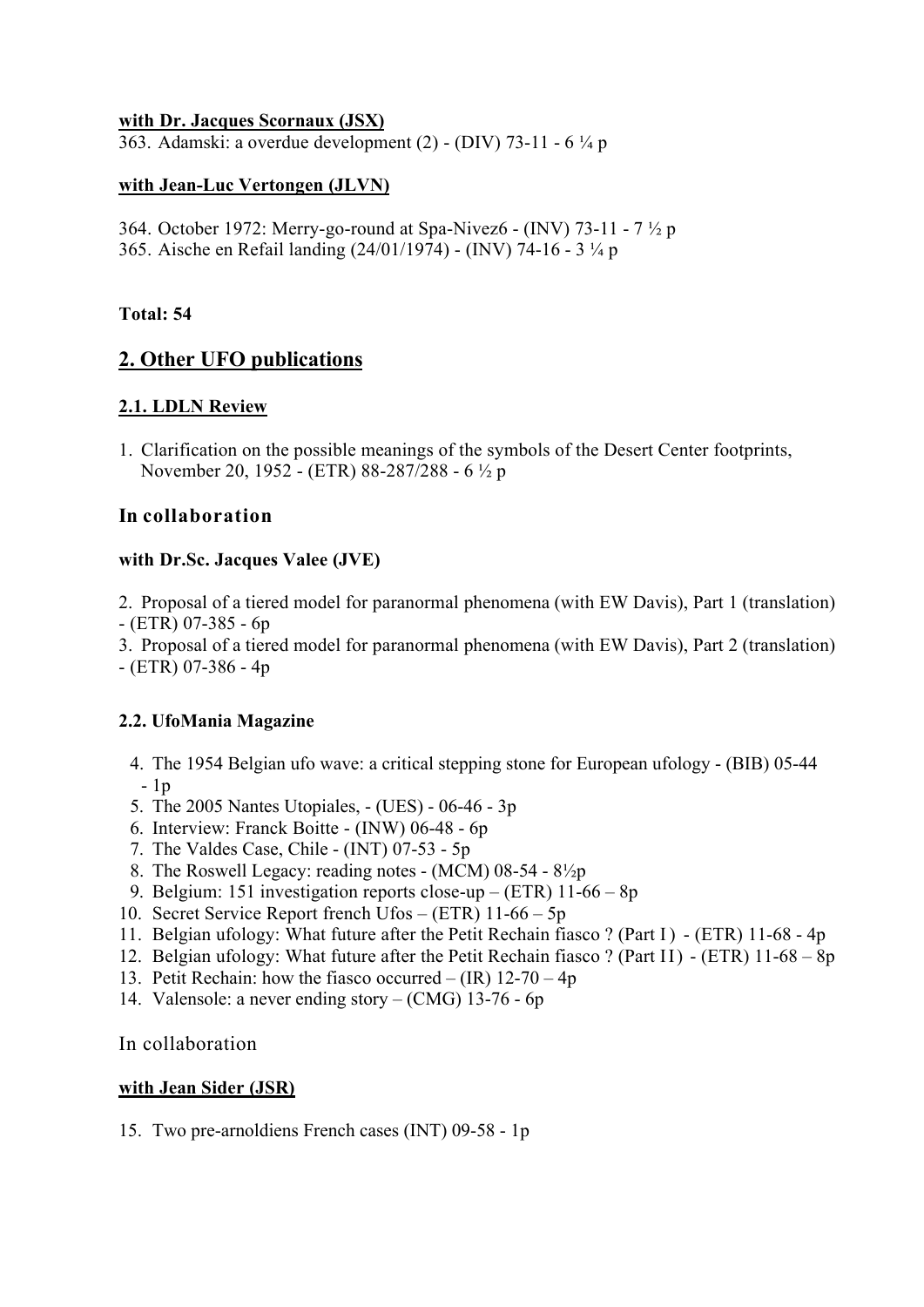**with Dr. Jacques Scornaux (JSX)**

363. Adamski: a overdue development (2) - (DIV) 73-11 - 6 ¼ p

**with Jean-Luc Vertongen (JLVN)**

364. October 1972: Merry-go-round at Spa-Nivez6 - (INV) 73-11 - 7 ½ p
365. Aische en Refail landing (24/01/1974) - (INV) 74-16 - 3 ¼ p

**Total: 54**

## 2. Other UFO publications

### 2.1. LDLN Review

1. Clarification on the possible meanings of the symbols of the Desert Center footprints, November 20, 1952 - (ETR) 88-287/288 - 6 ½ p

### In collaboration

**with Dr.Sc. Jacques Valee (JVE)**

2. Proposal of a tiered model for paranormal phenomena (with EW Davis), Part 1 (translation) - (ETR) 07-385 - 6p
3. Proposal of a tiered model for paranormal phenomena (with EW Davis), Part 2 (translation) - (ETR) 07-386 - 4p

### 2.2. UfoMania Magazine

4. The 1954 Belgian ufo wave: a critical stepping stone for European ufology - (BIB) 05-44 - 1p
5. The 2005 Nantes Utopiales, - (UES) - 06-46 - 3p
6. Interview: Franck Boitte - (INW) 06-48 - 6p
7. The Valdes Case, Chile - (INT) 07-53 - 5p
8. The Roswell Legacy: reading notes - (MCM) 08-54 - 8½p
9. Belgium: 151 investigation reports close-up – (ETR) 11-66 – 8p
10. Secret Service Report french Ufos – (ETR) 11-66 – 5p
11. Belgian ufology: What future after the Petit Rechain fiasco ? (Part I) - (ETR) 11-68 - 4p
12. Belgian ufology: What future after the Petit Rechain fiasco ? (Part II) - (ETR) 11-68 – 8p
13. Petit Rechain: how the fiasco occurred – (IR) 12-70 – 4p
14. Valensole: a never ending story – (CMG) 13-76 - 6p

### In collaboration

**with Jean Sider (JSR)**

15. Two pre-arnoldiens French cases (INT) 09-58 - 1p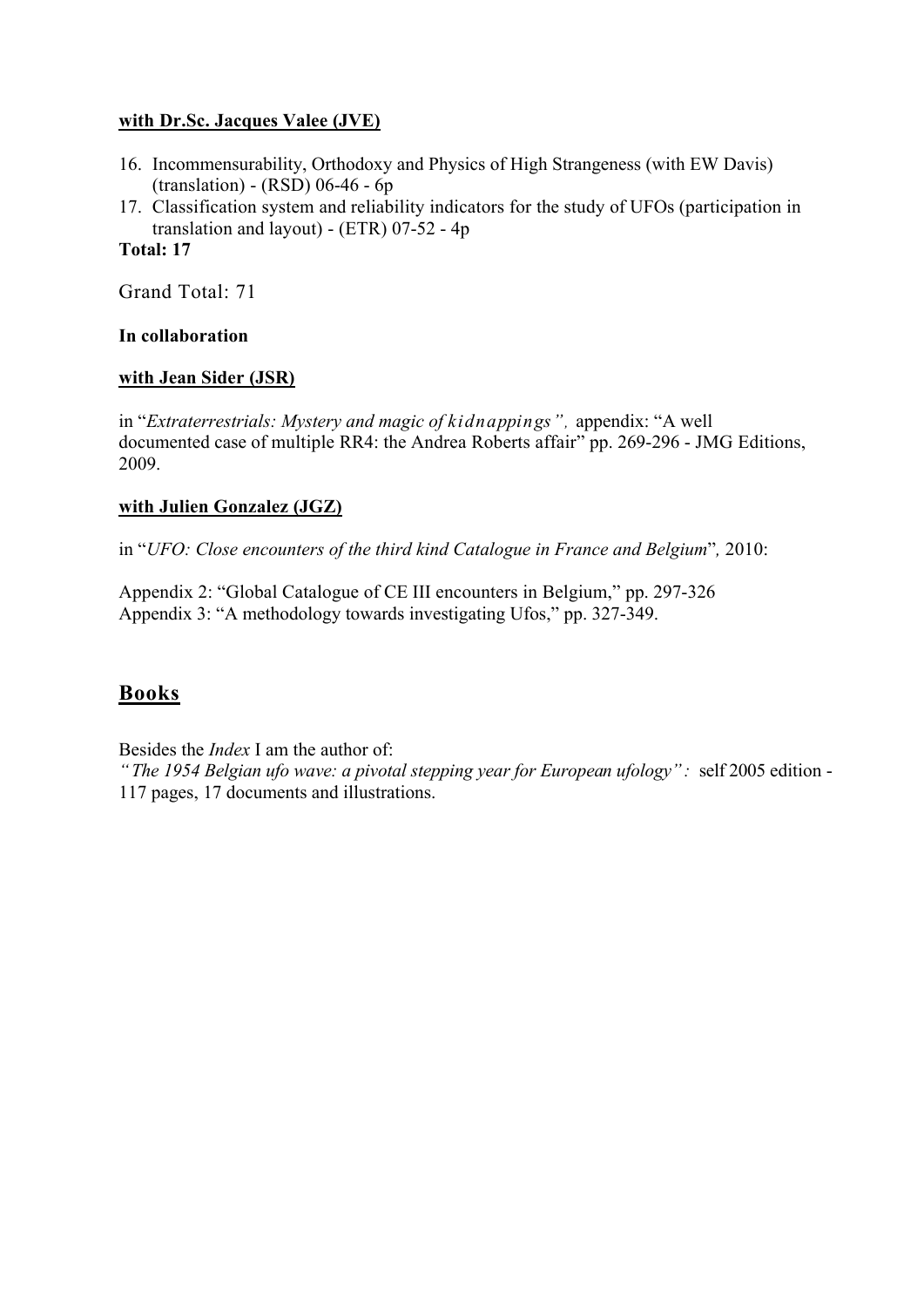**with Dr.Sc. Jacques Valee (JVE)**

16. Incommensurability, Orthodoxy and Physics of High Strangeness (with EW Davis) (translation) - (RSD) 06-46 - 6p
17. Classification system and reliability indicators for the study of UFOs (participation in translation and layout) - (ETR) 07-52 - 4p

**Total: 17**

Grand Total: 71

**In collaboration**

**with Jean Sider (JSR)**

in "*Extraterrestrials: Mystery and magic of kidnappings",* appendix: "A well documented case of multiple RR4: the Andrea Roberts affair" pp. 269-296 - JMG Editions, 2009.

**with Julien Gonzalez (JGZ)**

in "*UFO: Close encounters of the third kind Catalogue in France and Belgium*"*,* 2010:

Appendix 2: "Global Catalogue of CE III encounters in Belgium," pp. 297-326
Appendix 3: "A methodology towards investigating Ufos," pp. 327-349.

## Books

Besides the *Index* I am the author of:
*"The 1954 Belgian ufo wave: a pivotal stepping year for European ufology" :* self 2005 edition - 117 pages, 17 documents and illustrations.